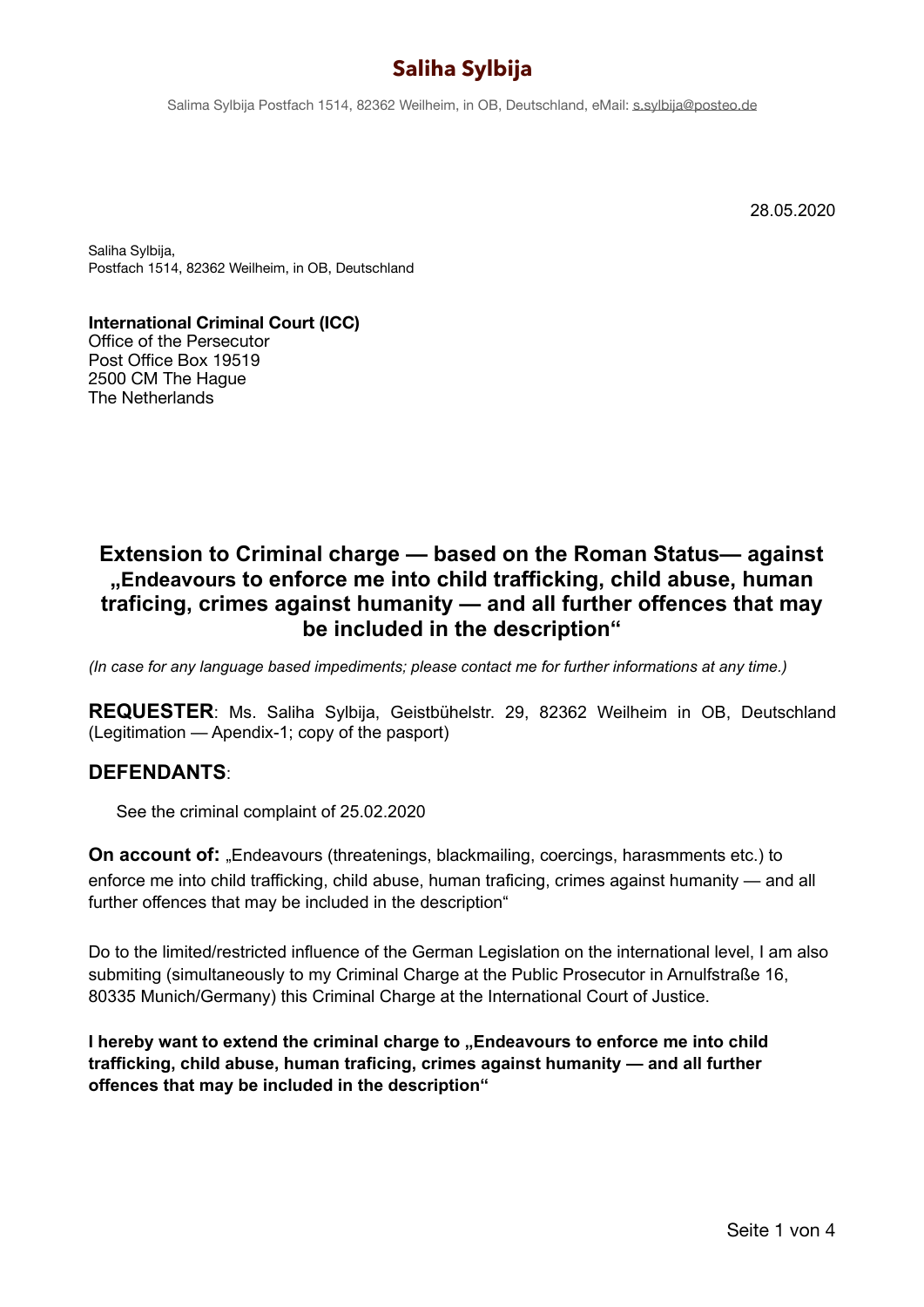# Saliha Sylbija

Salima Sylbija Postfach 1514, 82362 Weilheim, in OB, Deutschland, eMail: s.sylbija@posteo.de

28.05.2020

Saliha Sylbija,
Postfach 1514, 82362 Weilheim, in OB, Deutschland

**International Criminal Court (ICC)**
Office of the Persecutor
Post Office Box 19519
2500 CM The Hague
The Netherlands

## Extension to Criminal charge — based on the Roman Status— against „Endeavours to enforce me into child trafficking, child abuse, human traficing, crimes against humanity — and all further offences that may be included in the description“

*(In case for any language based impediments; please contact me for further informations at any time.)*

**REQUESTER**: Ms. Saliha Sylbija, Geistbühelstr. 29, 82362 Weilheim in OB, Deutschland (Legitimation — Apendix-1; copy of the pasport)

## DEFENDANTS:

See the criminal complaint of 25.02.2020

**On account of:** „Endeavours (threatenings, blackmailing, coercings, harasmments etc.) to enforce me into child trafficking, child abuse, human traficing, crimes against humanity — and all further offences that may be included in the description“

Do to the limited/restricted influence of the German Legislation on the international level, I am also submiting (simultaneously to my Criminal Charge at the Public Prosecutor in Arnulfstraße 16, 80335 Munich/Germany) this Criminal Charge at the International Court of Justice.

**I hereby want to extend the criminal charge to „Endeavours to enforce me into child trafficking, child abuse, human traficing, crimes against humanity — and all further offences that may be included in the description“**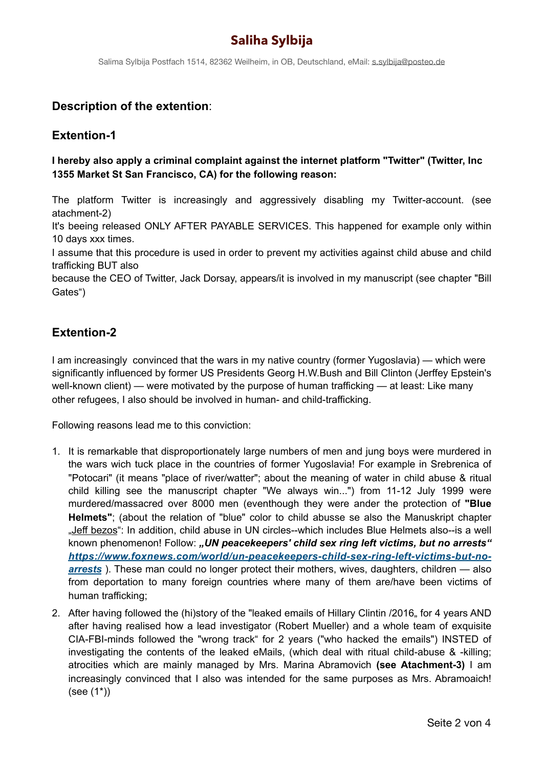# Saliha Sylbija

Salima Sylbija Postfach 1514, 82362 Weilheim, in OB, Deutschland, eMail: s.sylbija@posteo.de

## Description of the extention:

## Extention-1

**I hereby also apply a criminal complaint against the internet platform "Twitter" (Twitter, Inc 1355 Market St San Francisco, CA) for the following reason:**

The platform Twitter is increasingly and aggressively disabling my Twitter-account. (see atachment-2)
It's beeing released ONLY AFTER PAYABLE SERVICES. This happened for example only within 10 days xxx times.
I assume that this procedure is used in order to prevent my activities against child abuse and child trafficking BUT also
because the CEO of Twitter, Jack Dorsay, appears/it is involved in my manuscript (see chapter "Bill Gates")

## Extention-2

I am increasingly convinced that the wars in my native country (former Yugoslavia) — which were significantly influenced by former US Presidents Georg H.W.Bush and Bill Clinton (Jerffey Epstein's well-known client) — were motivated by the purpose of human trafficking — at least: Like many other refugees, I also should be involved in human- and child-trafficking.

Following reasons lead me to this conviction:

1. It is remarkable that disproportionately large numbers of men and jung boys were murdered in the wars wich tuck place in the countries of former Yugoslavia! For example in Srebrenica of "Potocari" (it means "place of river/watter"; about the meaning of water in child abuse & ritual child killing see the manuscript chapter "We always win...") from 11-12 July 1999 were murdered/massacred over 8000 men (eventhough they were ander the protection of **"Blue Helmets"**; (about the relation of "blue" color to child abusse se also the Manuskript chapter „Jeff bezos“: In addition, child abuse in UN circles--which includes Blue Helmets also--is a well known phenomenon! Follow: ***„UN peacekeepers' child sex ring left victims, but no arrests“ https://www.foxnews.com/world/un-peacekeepers-child-sex-ring-left-victims-but-no-arrests*** ). These man could no longer protect their mothers, wives, daughters, children — also from deportation to many foreign countries where many of them are/have been victims of human trafficking;
2. After having followed the (hi)story of the "leaked emails of Hillary Clintin /2016„ for 4 years AND after having realised how a lead investigator (Robert Mueller) and a whole team of exquisite CIA-FBI-minds followed the "wrong track“ for 2 years ("who hacked the emails") INSTED of investigating the contents of the leaked eMails, (which deal with ritual child-abuse & -killing; atrocities which are mainly managed by Mrs. Marina Abramovich **(see Atachment-3)** I am increasingly convinced that I also was intended for the same purposes as Mrs. Abramoaich! (see (1*))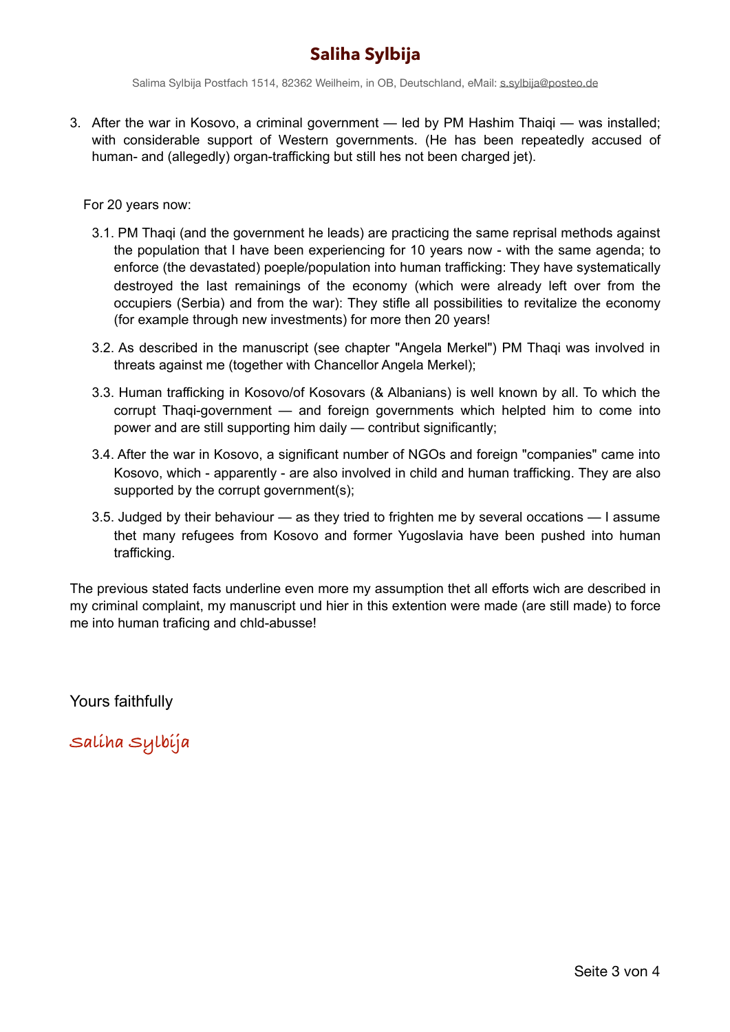# Saliha Sylbija

Salima Sylbija Postfach 1514, 82362 Weilheim, in OB, Deutschland, eMail: s.sylbija@posteo.de

3. After the war in Kosovo, a criminal government — led by PM Hashim Thaiqi — was installed; with considerable support of Western governments. (He has been repeatedly accused of human- and (allegedly) organ-trafficking but still hes not been charged jet).

For 20 years now:

3.1. PM Thaqi (and the government he leads) are practicing the same reprisal methods against the population that I have been experiencing for 10 years now - with the same agenda; to enforce (the devastated) poeple/population into human trafficking: They have systematically destroyed the last remainings of the economy (which were already left over from the occupiers (Serbia) and from the war): They stifle all possibilities to revitalize the economy (for example through new investments) for more then 20 years!

3.2. As described in the manuscript (see chapter "Angela Merkel") PM Thaqi was involved in threats against me (together with Chancellor Angela Merkel);

3.3. Human trafficking in Kosovo/of Kosovars (& Albanians) is well known by all. To which the corrupt Thaqi-government — and foreign governments which helpted him to come into power and are still supporting him daily — contribut significantly;

3.4. After the war in Kosovo, a significant number of NGOs and foreign "companies" came into Kosovo, which - apparently - are also involved in child and human trafficking. They are also supported by the corrupt government(s);

3.5. Judged by their behaviour — as they tried to frighten me by several occations — I assume thet many refugees from Kosovo and former Yugoslavia have been pushed into human trafficking.

The previous stated facts underline even more my assumption thet all efforts wich are described in my criminal complaint, my manuscript und hier in this extention were made (are still made) to force me into human traficing and chld-abusse!

Yours faithfully

Saliha Sylbija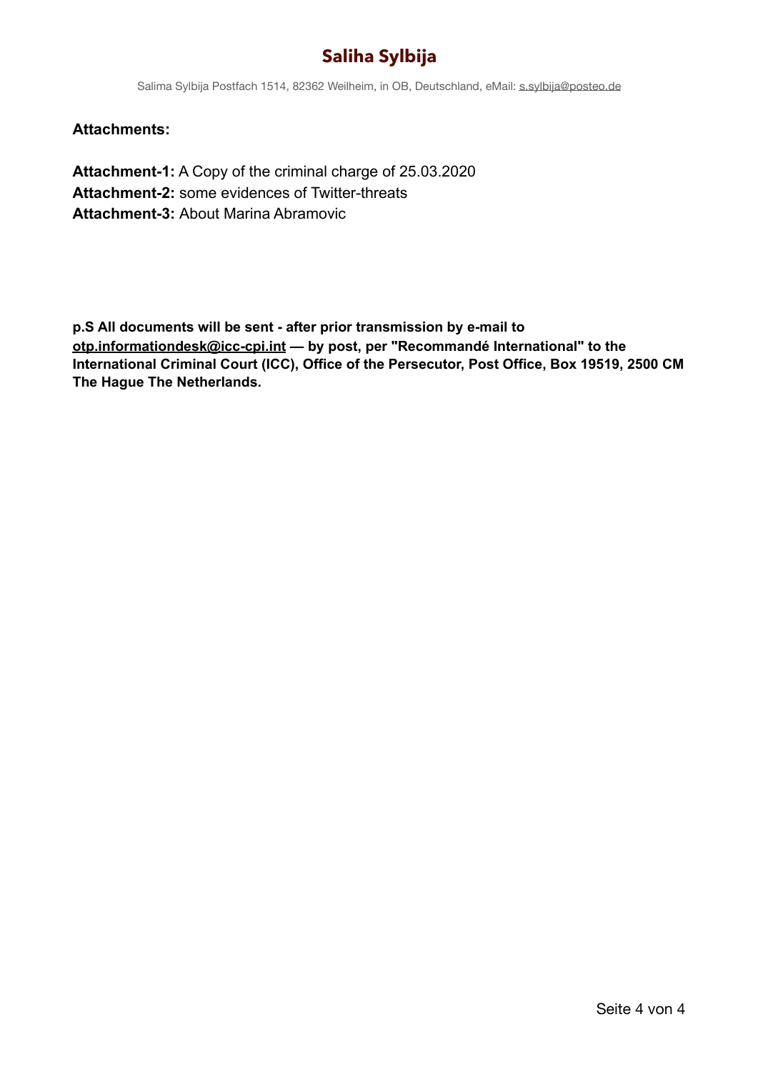**Attachments:**

**Attachment-1:** A Copy of the criminal charge of 25.03.2020
**Attachment-2:** some evidences of Twitter-threats
**Attachment-3:** About Marina Abramovic

**p.S All documents will be sent - after prior transmission by e-mail to otp.informationdesk@icc-cpi.int — by post, per "Recommandé International" to the International Criminal Court (ICC), Office of the Persecutor, Post Office, Box 19519, 2500 CM The Hague The Netherlands.**